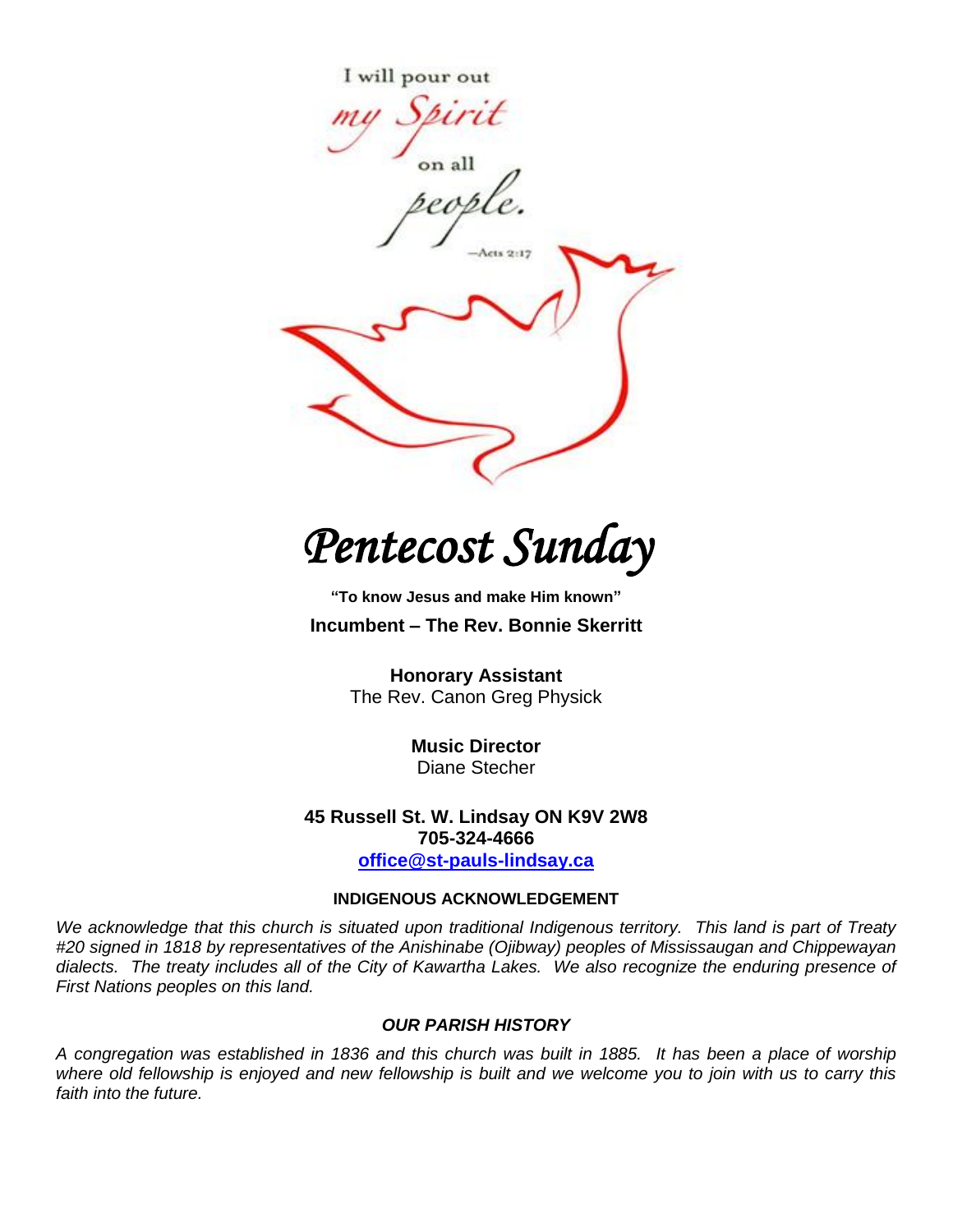I will pour out *my Spirit* on all *people.*

—Acts 2:17

# *Pentecost Sunday*

**"To know Jesus and make Him known"**

**Incumbent – The Rev. Bonnie Skerritt**

**Honorary Assistant**
The Rev. Canon Greg Physick

**Music Director**
Diane Stecher

**45 Russell St. W. Lindsay ON K9V 2W8**
**705-324-4666**
**office@st-pauls-lindsay.ca**

**INDIGENOUS ACKNOWLEDGEMENT**

*We acknowledge that this church is situated upon traditional Indigenous territory. This land is part of Treaty #20 signed in 1818 by representatives of the Anishinabe (Ojibway) peoples of Mississaugan and Chippewayan dialects. The treaty includes all of the City of Kawartha Lakes. We also recognize the enduring presence of First Nations peoples on this land.*

***OUR PARISH HISTORY***

*A congregation was established in 1836 and this church was built in 1885. It has been a place of worship where old fellowship is enjoyed and new fellowship is built and we welcome you to join with us to carry this faith into the future.*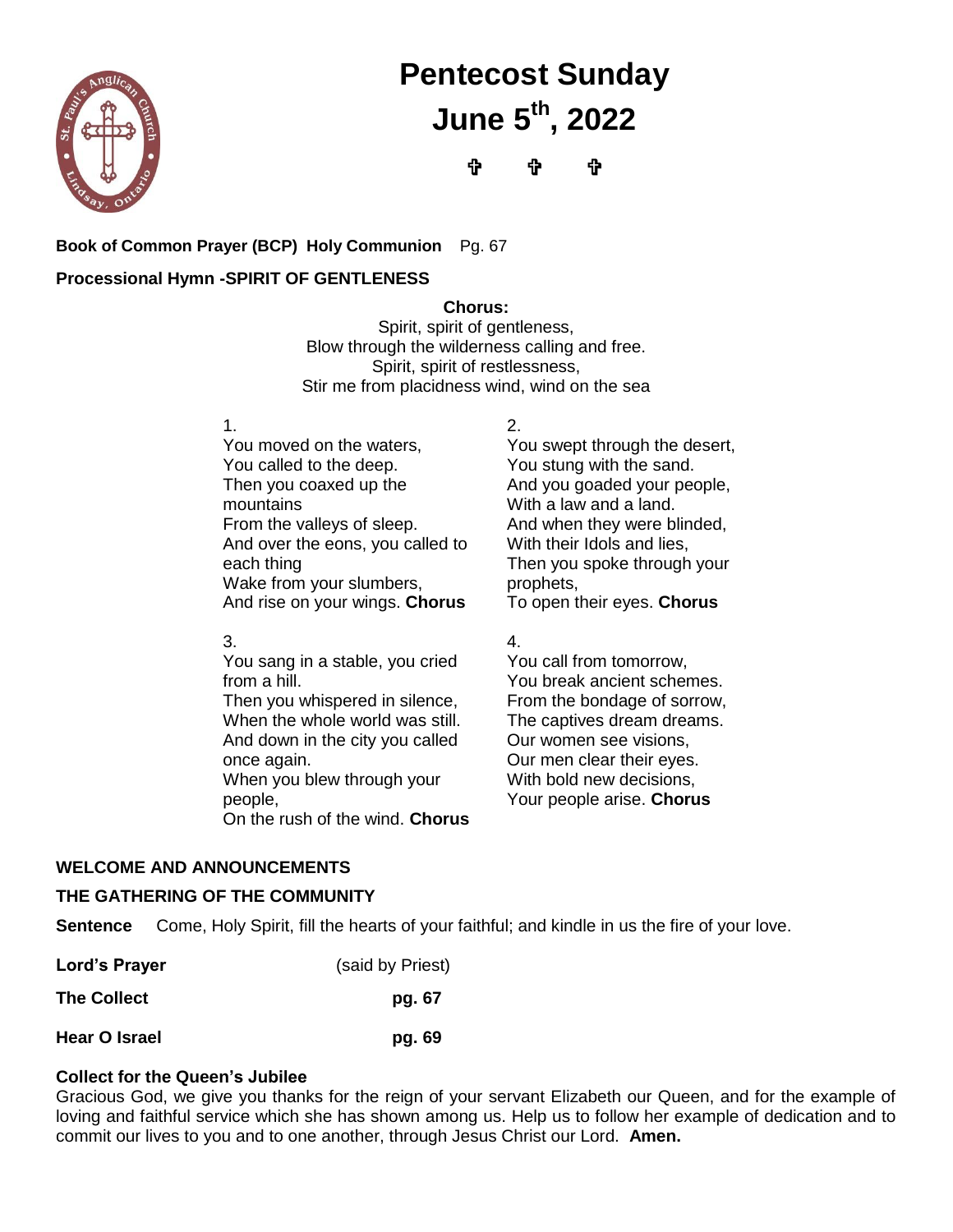# Pentecost Sunday
# June 5th, 2022

✞ ✞ ✞

**Book of Common Prayer (BCP) Holy Communion** Pg. 67

**Processional Hymn -SPIRIT OF GENTLENESS**

**Chorus:**
Spirit, spirit of gentleness,
Blow through the wilderness calling and free.
Spirit, spirit of restlessness,
Stir me from placidness wind, wind on the sea

1.
You moved on the waters,
You called to the deep.
Then you coaxed up the mountains
From the valleys of sleep.
And over the eons, you called to each thing
Wake from your slumbers,
And rise on your wings. **Chorus**

2.
You swept through the desert,
You stung with the sand.
And you goaded your people,
With a law and a land.
And when they were blinded,
With their Idols and lies,
Then you spoke through your prophets,
To open their eyes. **Chorus**

3.
You sang in a stable, you cried from a hill.
Then you whispered in silence,
When the whole world was still.
And down in the city you called once again.
When you blew through your people,
On the rush of the wind. **Chorus**

4.
You call from tomorrow,
You break ancient schemes.
From the bondage of sorrow,
The captives dream dreams.
Our women see visions,
Our men clear their eyes.
With bold new decisions,
Your people arise. **Chorus**

**WELCOME AND ANNOUNCEMENTS**

**THE GATHERING OF THE COMMUNITY**

**Sentence** Come, Holy Spirit, fill the hearts of your faithful; and kindle in us the fire of your love.

**Lord's Prayer** (said by Priest)

**The Collect** **pg. 67**

**Hear O Israel** **pg. 69**

**Collect for the Queen's Jubilee**
Gracious God, we give you thanks for the reign of your servant Elizabeth our Queen, and for the example of loving and faithful service which she has shown among us. Help us to follow her example of dedication and to commit our lives to you and to one another, through Jesus Christ our Lord. **Amen.**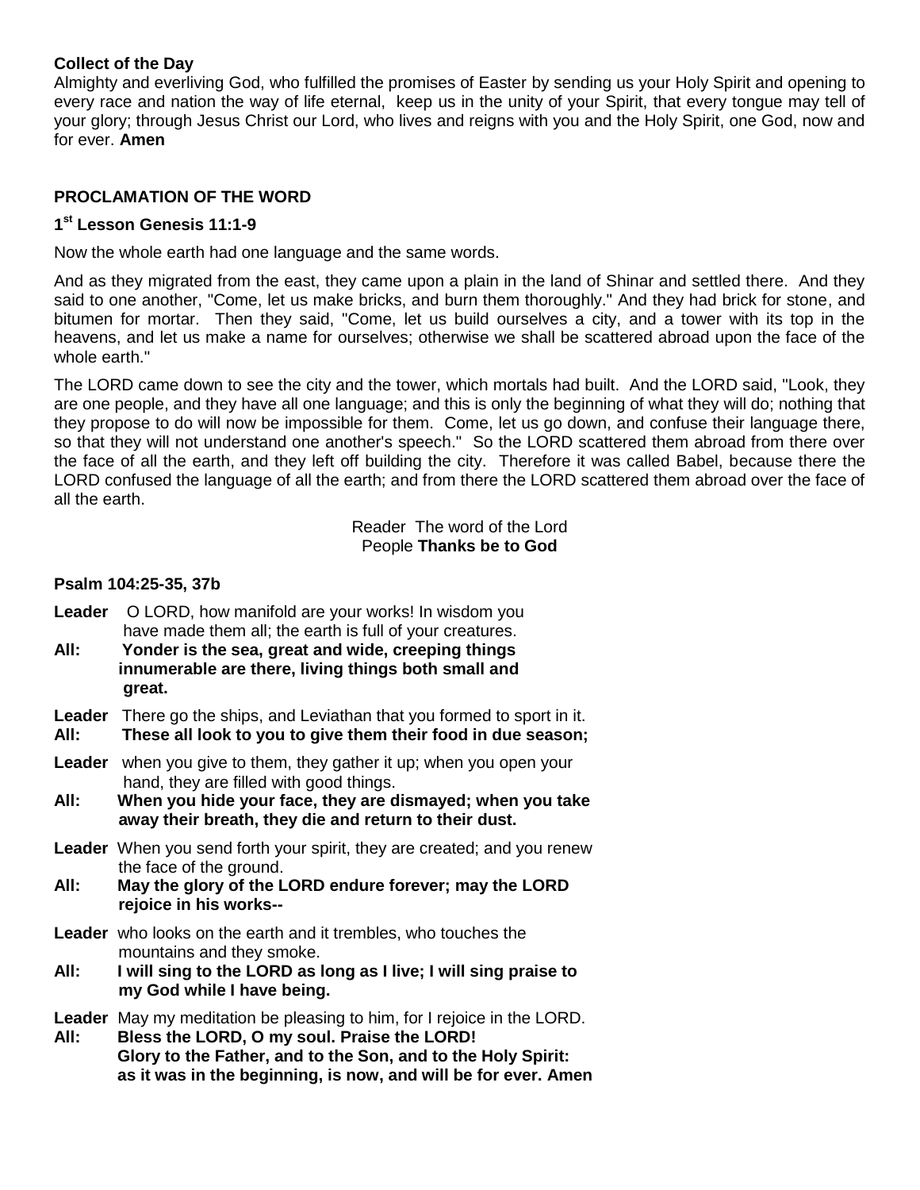**Collect of the Day**

Almighty and everliving God, who fulfilled the promises of Easter by sending us your Holy Spirit and opening to every race and nation the way of life eternal, keep us in the unity of your Spirit, that every tongue may tell of your glory; through Jesus Christ our Lord, who lives and reigns with you and the Holy Spirit, one God, now and for ever. **Amen**

## PROCLAMATION OF THE WORD

### 1st Lesson Genesis 11:1-9

Now the whole earth had one language and the same words.

And as they migrated from the east, they came upon a plain in the land of Shinar and settled there. And they said to one another, "Come, let us make bricks, and burn them thoroughly." And they had brick for stone, and bitumen for mortar. Then they said, "Come, let us build ourselves a city, and a tower with its top in the heavens, and let us make a name for ourselves; otherwise we shall be scattered abroad upon the face of the whole earth."

The LORD came down to see the city and the tower, which mortals had built. And the LORD said, "Look, they are one people, and they have all one language; and this is only the beginning of what they will do; nothing that they propose to do will now be impossible for them. Come, let us go down, and confuse their language there, so that they will not understand one another's speech." So the LORD scattered them abroad from there over the face of all the earth, and they left off building the city. Therefore it was called Babel, because there the LORD confused the language of all the earth; and from there the LORD scattered them abroad over the face of all the earth.

Reader The word of the Lord
People **Thanks be to God**

### Psalm 104:25-35, 37b

**Leader** O LORD, how manifold are your works! In wisdom you have made them all; the earth is full of your creatures.
**All: Yonder is the sea, great and wide, creeping things innumerable are there, living things both small and great.**

**Leader** There go the ships, and Leviathan that you formed to sport in it.
**All: These all look to you to give them their food in due season;**

**Leader** when you give to them, they gather it up; when you open your hand, they are filled with good things.
**All: When you hide your face, they are dismayed; when you take away their breath, they die and return to their dust.**

**Leader** When you send forth your spirit, they are created; and you renew the face of the ground.
**All: May the glory of the LORD endure forever; may the LORD rejoice in his works--**

**Leader** who looks on the earth and it trembles, who touches the mountains and they smoke.
**All: I will sing to the LORD as long as I live; I will sing praise to my God while I have being.**

**Leader** May my meditation be pleasing to him, for I rejoice in the LORD.
**All: Bless the LORD, O my soul. Praise the LORD!**
**Glory to the Father, and to the Son, and to the Holy Spirit:**
**as it was in the beginning, is now, and will be for ever. Amen**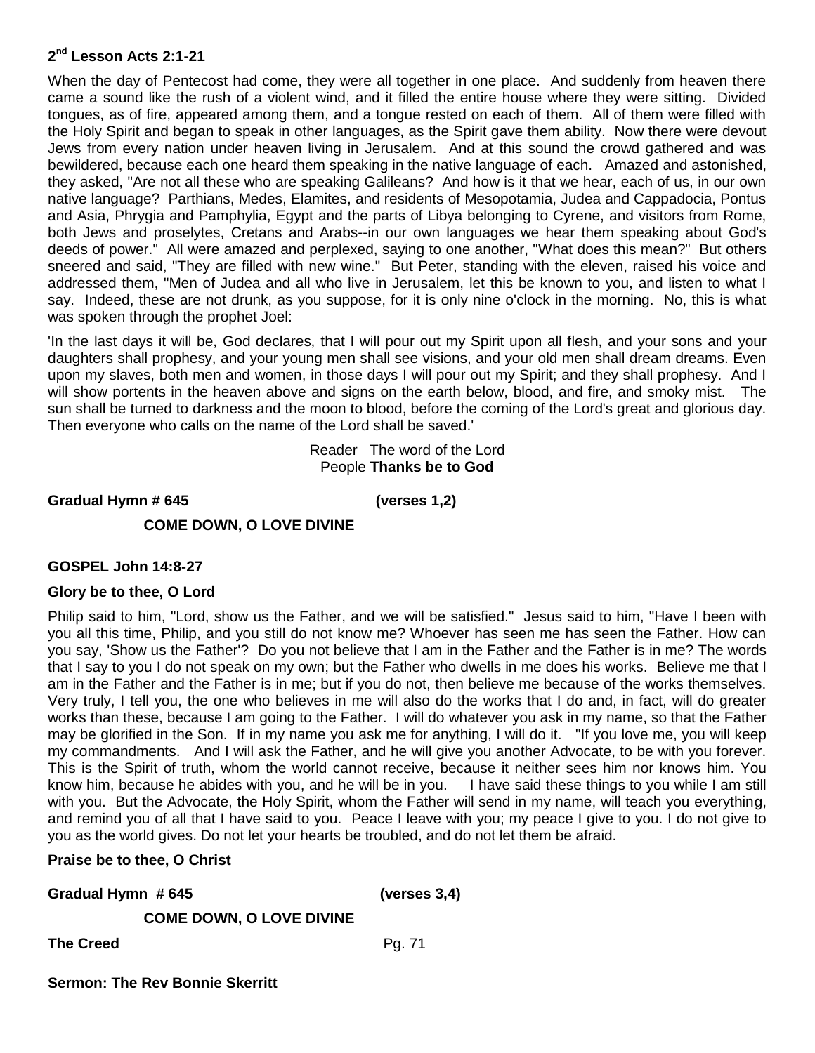**2nd Lesson Acts 2:1-21**

When the day of Pentecost had come, they were all together in one place. And suddenly from heaven there came a sound like the rush of a violent wind, and it filled the entire house where they were sitting. Divided tongues, as of fire, appeared among them, and a tongue rested on each of them. All of them were filled with the Holy Spirit and began to speak in other languages, as the Spirit gave them ability. Now there were devout Jews from every nation under heaven living in Jerusalem. And at this sound the crowd gathered and was bewildered, because each one heard them speaking in the native language of each. Amazed and astonished, they asked, "Are not all these who are speaking Galileans? And how is it that we hear, each of us, in our own native language? Parthians, Medes, Elamites, and residents of Mesopotamia, Judea and Cappadocia, Pontus and Asia, Phrygia and Pamphylia, Egypt and the parts of Libya belonging to Cyrene, and visitors from Rome, both Jews and proselytes, Cretans and Arabs--in our own languages we hear them speaking about God's deeds of power." All were amazed and perplexed, saying to one another, "What does this mean?" But others sneered and said, "They are filled with new wine." But Peter, standing with the eleven, raised his voice and addressed them, "Men of Judea and all who live in Jerusalem, let this be known to you, and listen to what I say. Indeed, these are not drunk, as you suppose, for it is only nine o'clock in the morning. No, this is what was spoken through the prophet Joel:

'In the last days it will be, God declares, that I will pour out my Spirit upon all flesh, and your sons and your daughters shall prophesy, and your young men shall see visions, and your old men shall dream dreams. Even upon my slaves, both men and women, in those days I will pour out my Spirit; and they shall prophesy. And I will show portents in the heaven above and signs on the earth below, blood, and fire, and smoky mist. The sun shall be turned to darkness and the moon to blood, before the coming of the Lord's great and glorious day. Then everyone who calls on the name of the Lord shall be saved.'

Reader The word of the Lord
People **Thanks be to God**

**Gradual Hymn # 645 (verses 1,2)**

**COME DOWN, O LOVE DIVINE**

**GOSPEL John 14:8-27**

**Glory be to thee, O Lord**

Philip said to him, "Lord, show us the Father, and we will be satisfied." Jesus said to him, "Have I been with you all this time, Philip, and you still do not know me? Whoever has seen me has seen the Father. How can you say, 'Show us the Father'? Do you not believe that I am in the Father and the Father is in me? The words that I say to you I do not speak on my own; but the Father who dwells in me does his works. Believe me that I am in the Father and the Father is in me; but if you do not, then believe me because of the works themselves. Very truly, I tell you, the one who believes in me will also do the works that I do and, in fact, will do greater works than these, because I am going to the Father. I will do whatever you ask in my name, so that the Father may be glorified in the Son. If in my name you ask me for anything, I will do it. "If you love me, you will keep my commandments. And I will ask the Father, and he will give you another Advocate, to be with you forever. This is the Spirit of truth, whom the world cannot receive, because it neither sees him nor knows him. You know him, because he abides with you, and he will be in you. I have said these things to you while I am still with you. But the Advocate, the Holy Spirit, whom the Father will send in my name, will teach you everything, and remind you of all that I have said to you. Peace I leave with you; my peace I give to you. I do not give to you as the world gives. Do not let your hearts be troubled, and do not let them be afraid.

**Praise be to thee, O Christ**

**Gradual Hymn # 645 (verses 3,4)**

**COME DOWN, O LOVE DIVINE**

**The Creed** Pg. 71

**Sermon: The Rev Bonnie Skerritt**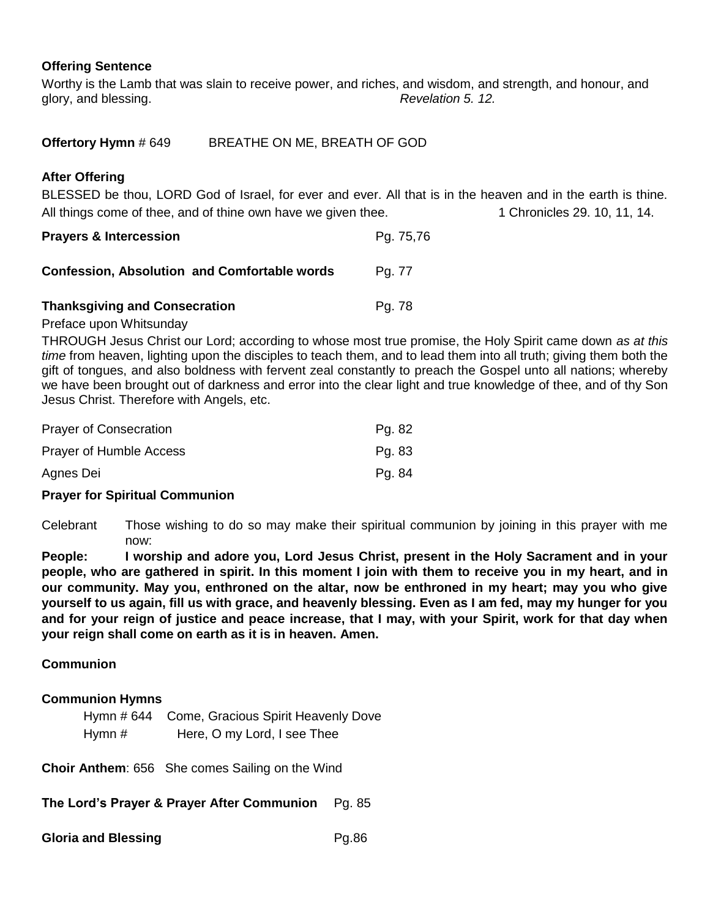**Offering Sentence**

Worthy is the Lamb that was slain to receive power, and riches, and wisdom, and strength, and honour, and glory, and blessing. *Revelation 5. 12.*

**Offertory Hymn** # 649 BREATHE ON ME, BREATH OF GOD

**After Offering**

BLESSED be thou, LORD God of Israel, for ever and ever. All that is in the heaven and in the earth is thine. All things come of thee, and of thine own have we given thee. 1 Chronicles 29. 10, 11, 14.

**Prayers & Intercession** Pg. 75,76

**Confession, Absolution and Comfortable words** Pg. 77

**Thanksgiving and Consecration** Pg. 78

Preface upon Whitsunday

THROUGH Jesus Christ our Lord; according to whose most true promise, the Holy Spirit came down *as at this time* from heaven, lighting upon the disciples to teach them, and to lead them into all truth; giving them both the gift of tongues, and also boldness with fervent zeal constantly to preach the Gospel unto all nations; whereby we have been brought out of darkness and error into the clear light and true knowledge of thee, and of thy Son Jesus Christ. Therefore with Angels, etc.

Prayer of Consecration Pg. 82

Prayer of Humble Access Pg. 83

Agnes Dei Pg. 84

**Prayer for Spiritual Communion**

Celebrant Those wishing to do so may make their spiritual communion by joining in this prayer with me now:

**People: I worship and adore you, Lord Jesus Christ, present in the Holy Sacrament and in your people, who are gathered in spirit. In this moment I join with them to receive you in my heart, and in our community. May you, enthroned on the altar, now be enthroned in my heart; may you who give yourself to us again, fill us with grace, and heavenly blessing. Even as I am fed, may my hunger for you and for your reign of justice and peace increase, that I may, with your Spirit, work for that day when your reign shall come on earth as it is in heaven. Amen.**

**Communion**

**Communion Hymns**

Hymn # 644 Come, Gracious Spirit Heavenly Dove
Hymn # Here, O my Lord, I see Thee

**Choir Anthem**: 656 She comes Sailing on the Wind

**The Lord's Prayer & Prayer After Communion** Pg. 85

**Gloria and Blessing** Pg.86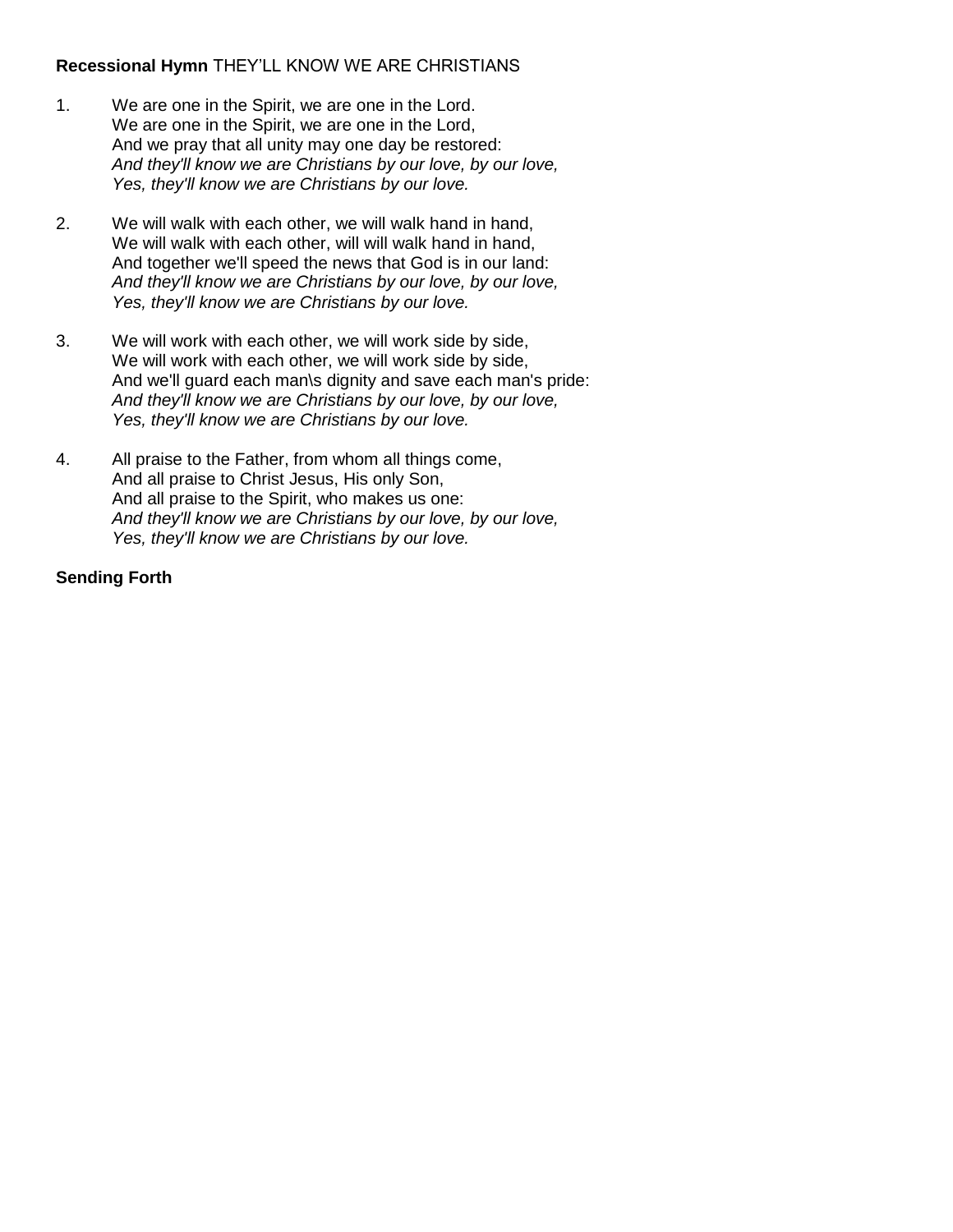**Recessional Hymn** THEY'LL KNOW WE ARE CHRISTIANS

1. We are one in the Spirit, we are one in the Lord.
   We are one in the Spirit, we are one in the Lord,
   And we pray that all unity may one day be restored:
   *And they'll know we are Christians by our love, by our love,*
   *Yes, they'll know we are Christians by our love.*

2. We will walk with each other, we will walk hand in hand,
   We will walk with each other, will will walk hand in hand,
   And together we'll speed the news that God is in our land:
   *And they'll know we are Christians by our love, by our love,*
   *Yes, they'll know we are Christians by our love.*

3. We will work with each other, we will work side by side,
   We will work with each other, we will work side by side,
   And we'll guard each man\s dignity and save each man's pride:
   *And they'll know we are Christians by our love, by our love,*
   *Yes, they'll know we are Christians by our love.*

4. All praise to the Father, from whom all things come,
   And all praise to Christ Jesus, His only Son,
   And all praise to the Spirit, who makes us one:
   *And they'll know we are Christians by our love, by our love,*
   *Yes, they'll know we are Christians by our love.*

**Sending Forth**